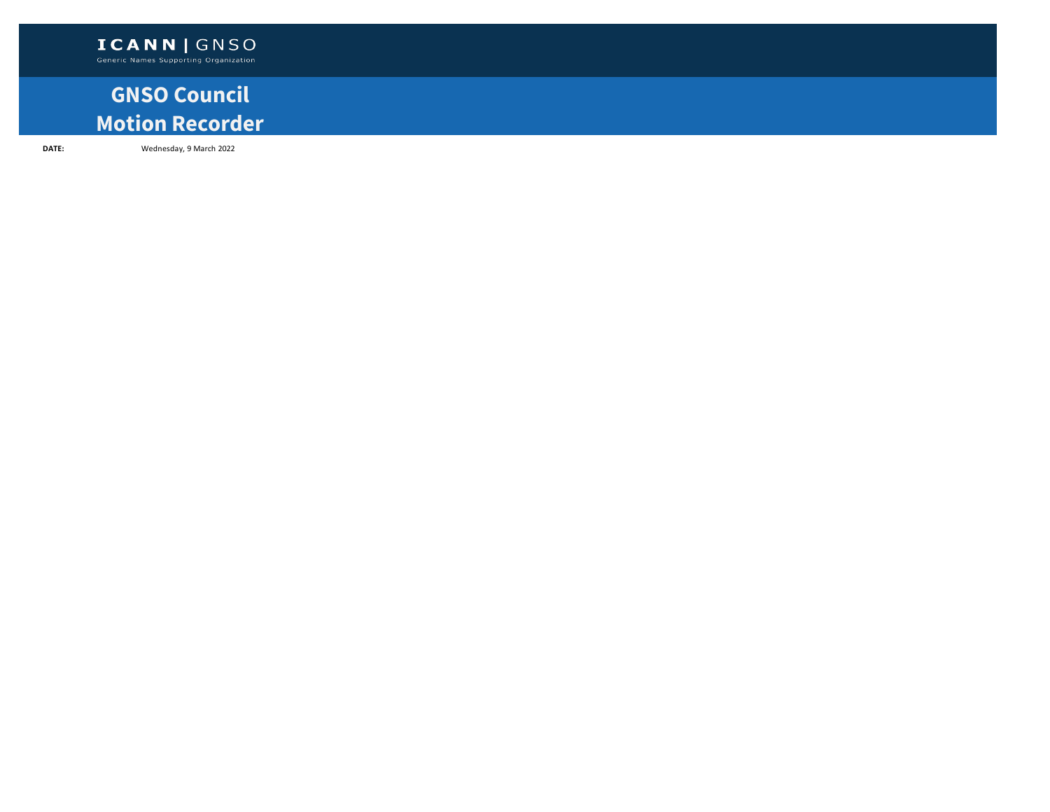**ICANN | GNSO**
Generic Names Supporting Organization

# GNSO Council Motion Recorder

**DATE:** Wednesday, 9 March 2022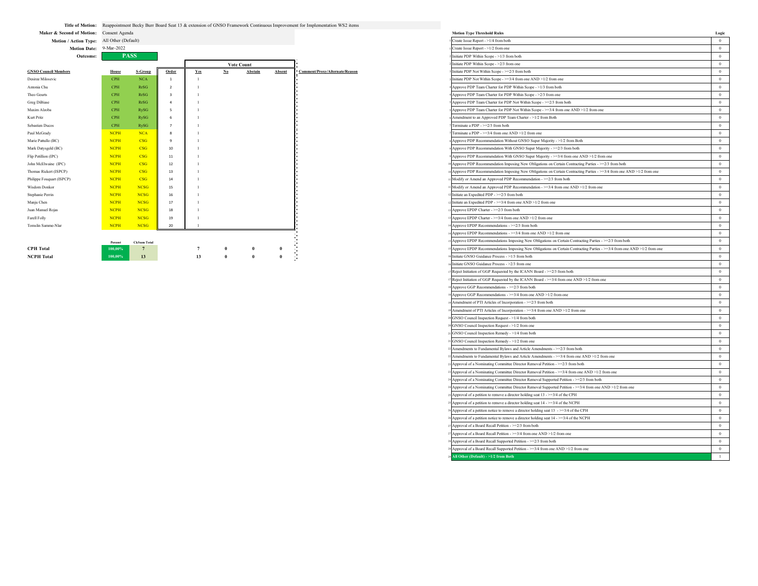| | |
|---|---|
| **Title of Motion:** | Reappointment Becky Burr Board Seat 13 & extension of GNSO Framework Continuous Improvement for Implementation WS2 items |
| **Maker & Second of Motion:** | Consent Agenda |
| **Motion / Action Type:** | All Other (Default) |
| **Motion Date:** | 9-Mar-2022 |
| **Outcome:** | **PASS** |

| GNSO Council Members | House | S-Group | Order | Yes | No | Abstain | Absent | Comment/Proxy/Alternate/Reason |
|---|---|---|---|---|---|---|---|---|
| Desiree Milosevic | CPH | NCA | 1 | 1 | | | | |
| Antonia Chu | CPH | RrSG | 2 | 1 | | | | |
| Theo Geurts | CPH | RrSG | 3 | 1 | | | | |
| Greg DiBiase | CPH | RrSG | 4 | 1 | | | | |
| Maxim Alzoba | CPH | RySG | 5 | 1 | | | | |
| Kurt Pritz | CPH | RySG | 6 | 1 | | | | |
| Sebastien Ducos | CPH | RySG | 7 | 1 | | | | |
| Paul McGrady | NCPH | NCA | 8 | 1 | | | | |
| Marie Pattullo (BC) | NCPH | CSG | 9 | 1 | | | | |
| Mark Datysgeld (BC) | NCPH | CSG | 10 | 1 | | | | |
| Flip Petillion (IPC) | NCPH | CSG | 11 | 1 | | | | |
| John McElwaine (IPC) | NCPH | CSG | 12 | 1 | | | | |
| Thomas Rickert (ISPCP) | NCPH | CSG | 13 | 1 | | | | |
| Philippe Fouquart (ISPCP) | NCPH | CSG | 14 | 1 | | | | |
| Wisdom Donkor | NCPH | NCSG | 15 | 1 | | | | |
| Stephanie Perrin | NCPH | NCSG | 16 | 1 | | | | |
| Manju Chen | NCPH | NCSG | 17 | 1 | | | | |
| Juan Manuel Rojas | NCPH | NCSG | 18 | 1 | | | | |
| Farell Folly | NCPH | NCSG | 19 | 1 | | | | |
| Tomslin Samme-Nlar | NCPH | NCSG | 20 | 1 | | | | |

| | Percent | CkSum Total | Yes | No | Abstain | Absent |
|---|---|---|---|---|---|---|
| **CPH Total** | 100,00% | 7 | 7 | 0 | 0 | 0 |
| **NCPH Total** | 100,00% | 13 | 13 | 0 | 0 | 0 |

| # | Motion Type Threshold Rules | Logic |
|---|---|---|
| 1 | Create Issue Report - >1/4 from both | 0 |
| 1 | Create Issue Report - >1/2 from one | 0 |
| 2 | Initiate PDP Within Scope - >1/3 from both | 0 |
| 2 | Initiate PDP Within Scope - >2/3 from one | 0 |
| 3 | Initiate PDP Not Within Scope - >=2/3 from both | 0 |
| 3 | Initiate PDP Not Within Scope - >=3/4 from one AND >1/2 from one | 0 |
| 4 | Approve PDP Team Charter for PDP Within Scope - >1/3 from both | 0 |
| 4 | Approve PDP Team Charter for PDP Within Scope - >2/3 from one | 0 |
| 5 | Approve PDP Team Charter for PDP Not Within Scope - >=2/3 from both | 0 |
| 5 | Approve PDP Team Charter for PDP Not Within Scope - >=3/4 from one AND >1/2 from one | 0 |
| 6 | Amendment to an Approved PDP Team Charter - >1/2 from Both | 0 |
| 7 | Terminate a PDP - >=2/3 from both | 0 |
| 7 | Terminate a PDP - >=3/4 from one AND >1/2 from one | 0 |
| 8 | Approve PDP Recommendation Without GNSO Super Majority - >1/2 from Both | 0 |
| 9 | Approve PDP Recommendation With GNSO Super Majority - >=2/3 from both | 0 |
| 9 | Approve PDP Recommendation With GNSO Super Majority - >=3/4 from one AND >1/2 from one | 0 |
| 10 | Approve PDP Recommendation Imposing New Obligations on Certain Contracting Parties - >=2/3 from both | 0 |
| 10 | Approve PDP Recommendation Imposing New Obligations on Certain Contracting Parties - >=3/4 from one AND >1/2 from one | 0 |
| 11 | Modify or Amend an Approved PDP Recommendation - >=2/3 from both | 0 |
| 11 | Modify or Amend an Approved PDP Recommendation - >=3/4 from one AND >1/2 from one | 0 |
| 12 | Initiate an Expedited PDP - >=2/3 from both | 0 |
| 12 | Initiate an Expedited PDP - >=3/4 from one AND >1/2 from one | 0 |
| 13 | Approve EPDP Charter - >=2/3 from both | 0 |
| 13 | Approve EPDP Charter - >=3/4 from one AND >1/2 from one | 0 |
| 14 | Approve EPDP Recommendations - >=2/3 from both | 0 |
| 14 | Approve EPDP Recommendations - >=3/4 from one AND >1/2 from one | 0 |
| 15 | Approve EPDP Recommendations Imposing New Obligations on Certain Contracting Parties - >=2/3 from both | 0 |
| 15 | Approve EPDP Recommendations Imposing New Obligations on Certain Contracting Parties - >=3/4 from one AND >1/2 from one | 0 |
| 16 | Initiate GNSO Guidance Process - >1/3 from both | 0 |
| 16 | Initiate GNSO Guidance Process - >2/3 from one | 0 |
| 17 | Reject Initiation of GGP Requested by the ICANN Board - >=2/3 from both | 0 |
| 17 | Reject Initiation of GGP Requested by the ICANN Board - >=3/4 from one AND >1/2 from one | 0 |
| 18 | Approve GGP Recommendations - >=2/3 from both | 0 |
| 18 | Approve GGP Recommendations - >=3/4 from one AND >1/2 from one | 0 |
| 19 | Amendment of PTI Articles of Incorporation - >=2/3 from both | 0 |
| 19 | Amendment of PTI Articles of Incorporation - >=3/4 from one AND >1/2 from one | 0 |
| 20 | GNSO Council Inspection Request - >1/4 from both | 0 |
| 20 | GNSO Council Inspection Request - >1/2 from one | 0 |
| 21 | GNSO Council Inspection Remedy - >1/4 from both | 0 |
| 21 | GNSO Council Inspection Remedy - >1/2 from one | 0 |
| 22 | Amendments to Fundamental Bylaws and Article Amendments - >=2/3 from both | 0 |
| 22 | Amendments to Fundamental Bylaws and Article Amendments - >=3/4 from one AND >1/2 from one | 0 |
| 23 | Approval of a Nominating Committee Director Removal Petition - >=2/3 from both | 0 |
| 23 | Approval of a Nominating Committee Director Removal Petition - >=3/4 from one AND >1/2 from one | 0 |
| 24 | Approval of a Nominating Committee Director Removal Supported Petition - >=2/3 from both | 0 |
| 24 | Approval of a Nominating Committee Director Removal Supported Petition - >=3/4 from one AND >1/2 from one | 0 |
| 25 | Approval of a petition to remove a director holding seat 13 - >=3/4 of the CPH | 0 |
| 25 | Approval of a petition to remove a director holding seat 14 - >=3/4 of the NCPH | 0 |
| 26 | Approval of a petition notice to remove a director holding seat 13 - >=3/4 of the CPH | 0 |
| 26 | Approval of a petition notice to remove a director holding seat 14 - >=3/4 of the NCPH | 0 |
| 27 | Approval of a Board Recall Petition - >=2/3 from both | 0 |
| 27 | Approval of a Board Recall Petition - >=3/4 from one AND >1/2 from one | 0 |
| 28 | Approval of a Board Recall Supported Petition - >=2/3 from both | 0 |
| 28 | Approval of a Board Recall Supported Petition - >=3/4 from one AND >1/2 from one | 0 |
| 29 | **All Other (Default) - >1/2 from Both** | 1 |